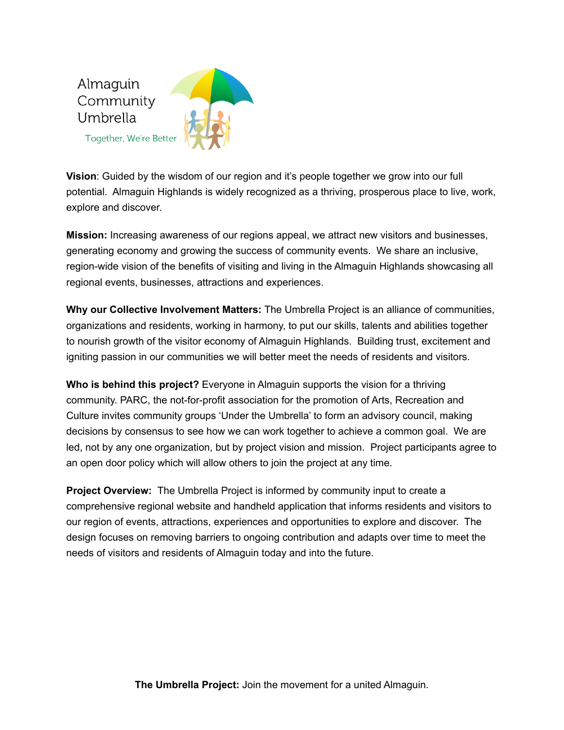Almaguin Community Umbrella

Together, We're Better

**Vision**: Guided by the wisdom of our region and it's people together we grow into our full potential. Almaguin Highlands is widely recognized as a thriving, prosperous place to live, work, explore and discover.

**Mission:** Increasing awareness of our regions appeal, we attract new visitors and businesses, generating economy and growing the success of community events. We share an inclusive, region-wide vision of the benefits of visiting and living in the Almaguin Highlands showcasing all regional events, businesses, attractions and experiences.

**Why our Collective Involvement Matters:** The Umbrella Project is an alliance of communities, organizations and residents, working in harmony, to put our skills, talents and abilities together to nourish growth of the visitor economy of Almaguin Highlands. Building trust, excitement and igniting passion in our communities we will better meet the needs of residents and visitors.

**Who is behind this project?** Everyone in Almaguin supports the vision for a thriving community. PARC, the not-for-profit association for the promotion of Arts, Recreation and Culture invites community groups 'Under the Umbrella' to form an advisory council, making decisions by consensus to see how we can work together to achieve a common goal. We are led, not by any one organization, but by project vision and mission. Project participants agree to an open door policy which will allow others to join the project at any time.

**Project Overview:** The Umbrella Project is informed by community input to create a comprehensive regional website and handheld application that informs residents and visitors to our region of events, attractions, experiences and opportunities to explore and discover. The design focuses on removing barriers to ongoing contribution and adapts over time to meet the needs of visitors and residents of Almaguin today and into the future.

**The Umbrella Project:** Join the movement for a united Almaguin.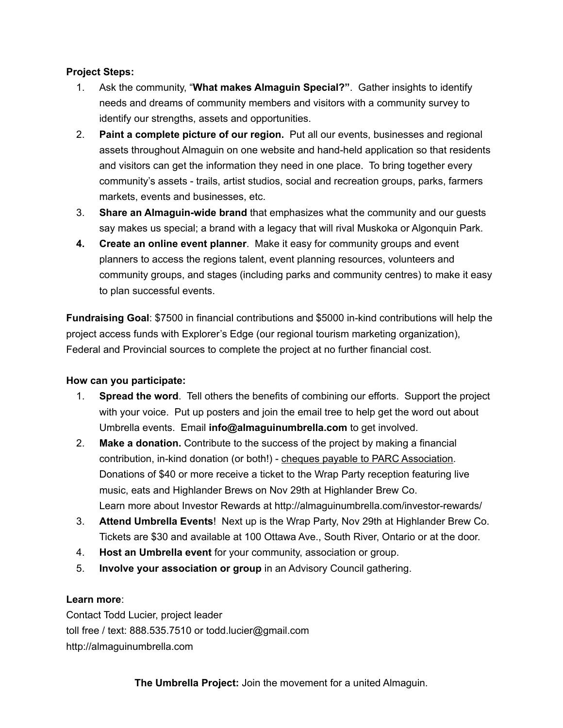**Project Steps:**

1. Ask the community, "**What makes Almaguin Special?"**. Gather insights to identify needs and dreams of community members and visitors with a community survey to identify our strengths, assets and opportunities.
2. **Paint a complete picture of our region.** Put all our events, businesses and regional assets throughout Almaguin on one website and hand-held application so that residents and visitors can get the information they need in one place. To bring together every community's assets - trails, artist studios, social and recreation groups, parks, farmers markets, events and businesses, etc.
3. **Share an Almaguin-wide brand** that emphasizes what the community and our guests say makes us special; a brand with a legacy that will rival Muskoka or Algonquin Park.
4. **Create an online event planner**. Make it easy for community groups and event planners to access the regions talent, event planning resources, volunteers and community groups, and stages (including parks and community centres) to make it easy to plan successful events.

**Fundraising Goal**: $7500 in financial contributions and $5000 in-kind contributions will help the project access funds with Explorer's Edge (our regional tourism marketing organization), Federal and Provincial sources to complete the project at no further financial cost.

**How can you participate:**

1. **Spread the word**. Tell others the benefits of combining our efforts. Support the project with your voice. Put up posters and join the email tree to help get the word out about Umbrella events. Email **info@almaguinumbrella.com** to get involved.
2. **Make a donation.** Contribute to the success of the project by making a financial contribution, in-kind donation (or both!) - cheques payable to PARC Association. Donations of $40 or more receive a ticket to the Wrap Party reception featuring live music, eats and Highlander Brews on Nov 29th at Highlander Brew Co.
   Learn more about Investor Rewards at http://almaguinumbrella.com/investor-rewards/
3. **Attend Umbrella Events**! Next up is the Wrap Party, Nov 29th at Highlander Brew Co. Tickets are $30 and available at 100 Ottawa Ave., South River, Ontario or at the door.
4. **Host an Umbrella event** for your community, association or group.
5. **Involve your association or group** in an Advisory Council gathering.

**Learn more**:

Contact Todd Lucier, project leader
toll free / text: 888.535.7510 or todd.lucier@gmail.com
http://almaguinumbrella.com

**The Umbrella Project:** Join the movement for a united Almaguin.